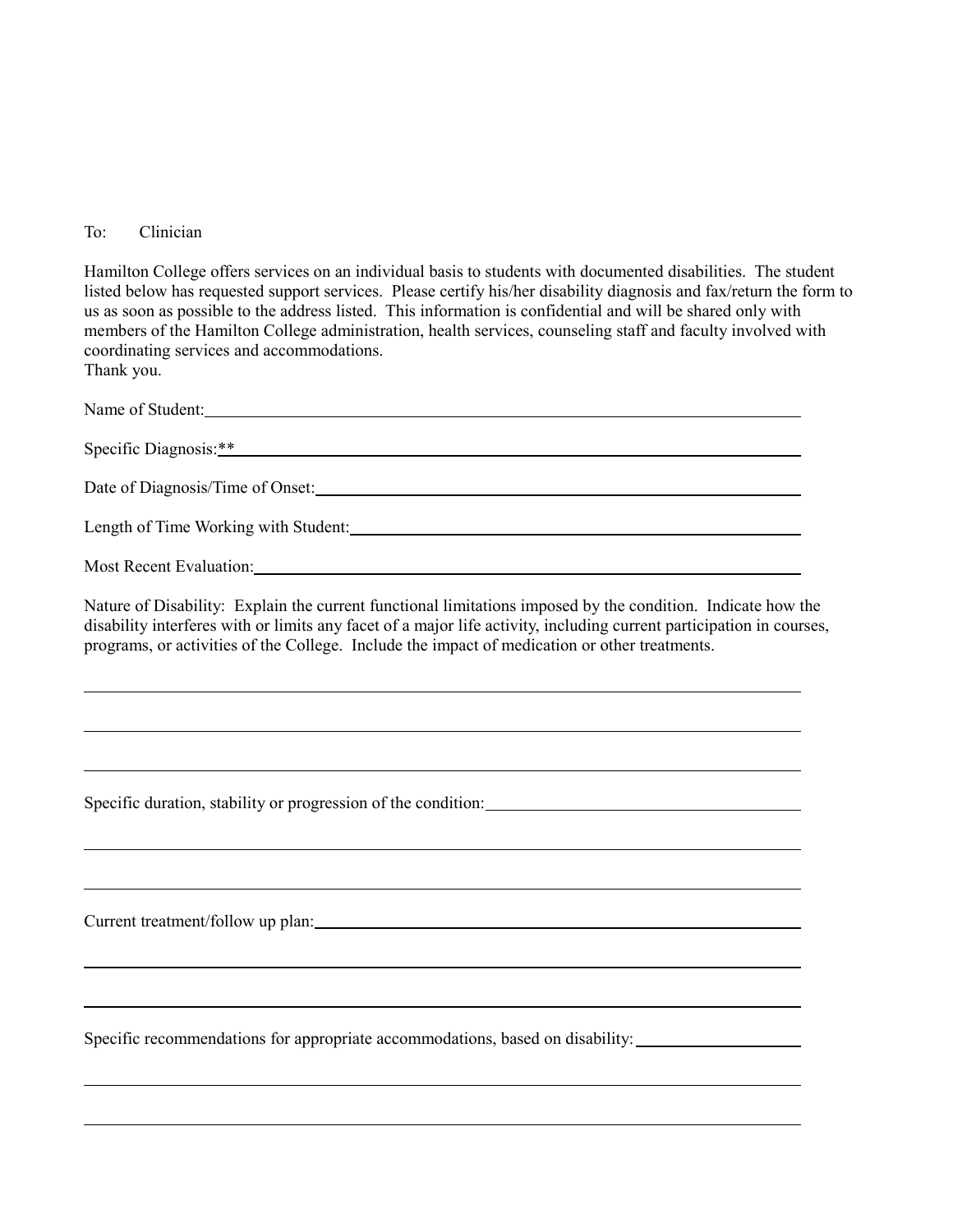To: Clinician

Hamilton College offers services on an individual basis to students with documented disabilities. The student listed below has requested support services. Please certify his/her disability diagnosis and fax/return the form to us as soon as possible to the address listed. This information is confidential and will be shared only with members of the Hamilton College administration, health services, counseling staff and faculty involved with coordinating services and accommodations.
Thank you.

Name of Student: ______________________________

Specific Diagnosis:** ______________________________

Date of Diagnosis/Time of Onset: ______________________________

Length of Time Working with Student: ______________________________

Most Recent Evaluation: ______________________________

Nature of Disability: Explain the current functional limitations imposed by the condition. Indicate how the disability interferes with or limits any facet of a major life activity, including current participation in courses, programs, or activities of the College. Include the impact of medication or other treatments.

______________________________

______________________________

______________________________

Specific duration, stability or progression of the condition: ______________________________

______________________________

______________________________

Current treatment/follow up plan: ______________________________

______________________________

______________________________

Specific recommendations for appropriate accommodations, based on disability: ______________________________

______________________________

______________________________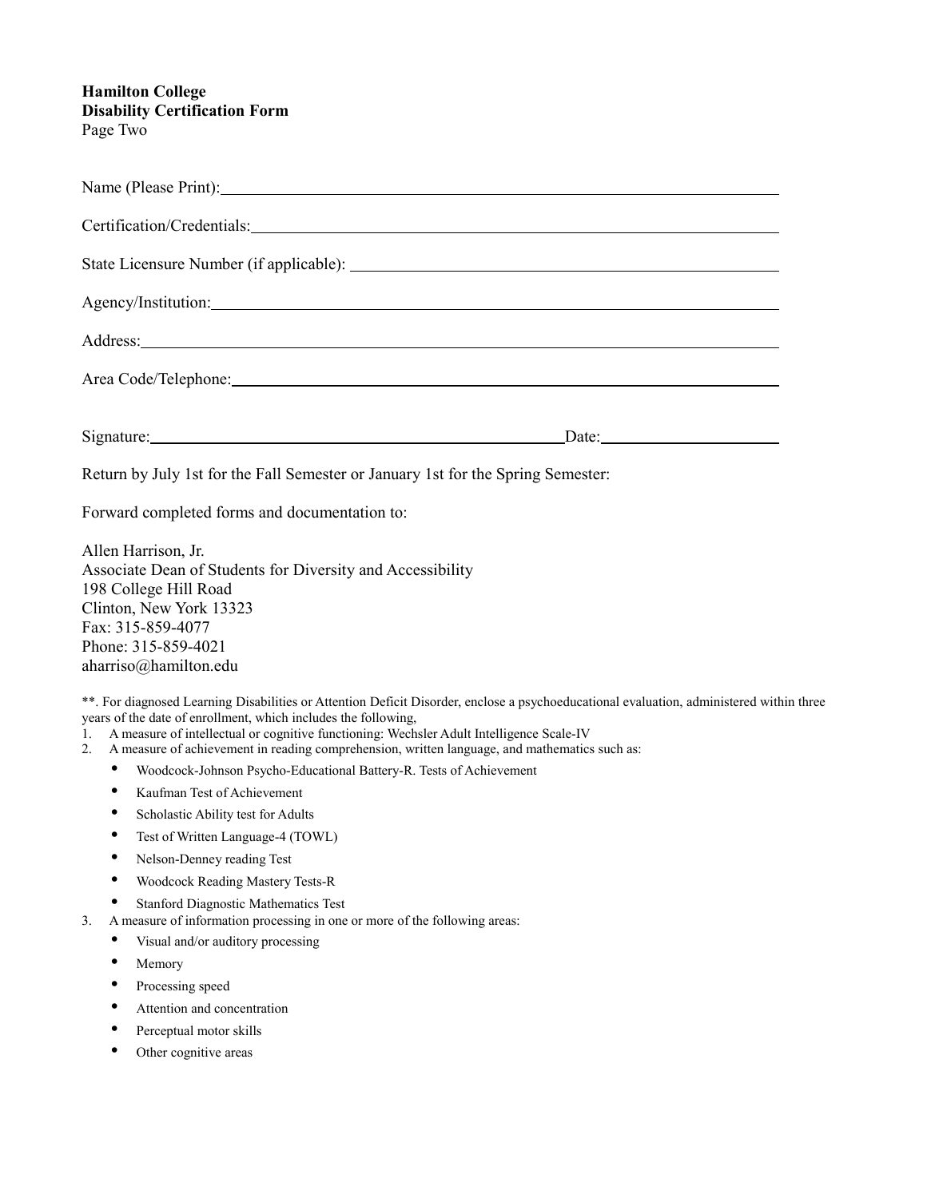**Hamilton College**
**Disability Certification Form**
Page Two

Name (Please Print): ______________________________________________

Certification/Credentials: ______________________________________________

State Licensure Number (if applicable): ______________________________________________

Agency/Institution: ______________________________________________

Address: ______________________________________________

Area Code/Telephone: ______________________________________________

Signature: ______________________________ Date: ______________

Return by July 1st for the Fall Semester or January 1st for the Spring Semester:

Forward completed forms and documentation to:

Allen Harrison, Jr.
Associate Dean of Students for Diversity and Accessibility
198 College Hill Road
Clinton, New York 13323
Fax: 315-859-4077
Phone: 315-859-4021
aharriso@hamilton.edu

**. For diagnosed Learning Disabilities or Attention Deficit Disorder, enclose a psychoeducational evaluation, administered within three years of the date of enrollment, which includes the following,

1. A measure of intellectual or cognitive functioning: Wechsler Adult Intelligence Scale-IV
2. A measure of achievement in reading comprehension, written language, and mathematics such as:
   - Woodcock-Johnson Psycho-Educational Battery-R. Tests of Achievement
   - Kaufman Test of Achievement
   - Scholastic Ability test for Adults
   - Test of Written Language-4 (TOWL)
   - Nelson-Denney reading Test
   - Woodcock Reading Mastery Tests-R
   - Stanford Diagnostic Mathematics Test
3. A measure of information processing in one or more of the following areas:
   - Visual and/or auditory processing
   - Memory
   - Processing speed
   - Attention and concentration
   - Perceptual motor skills
   - Other cognitive areas